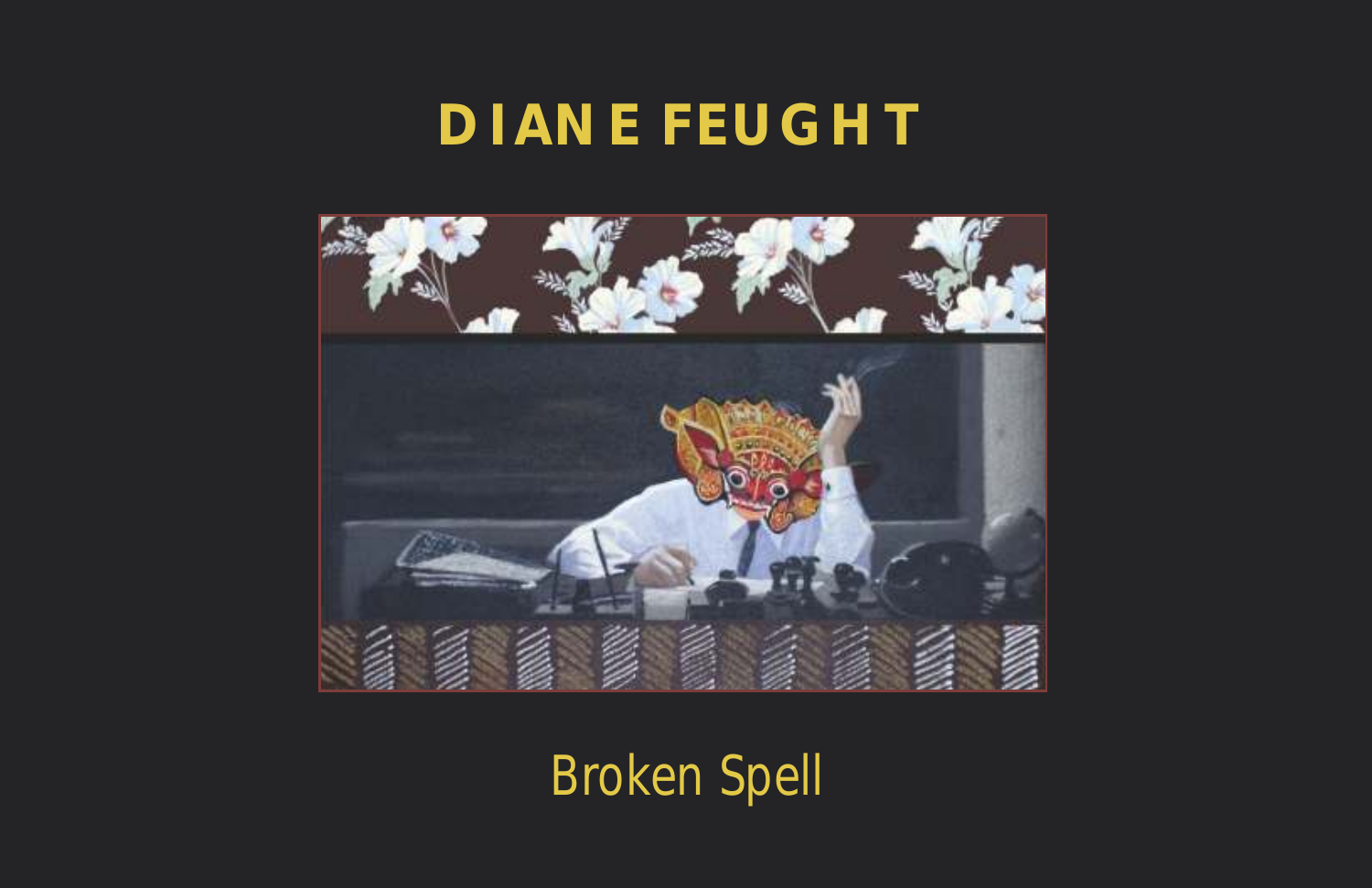# DIANE FEUGHT

# Broken Spell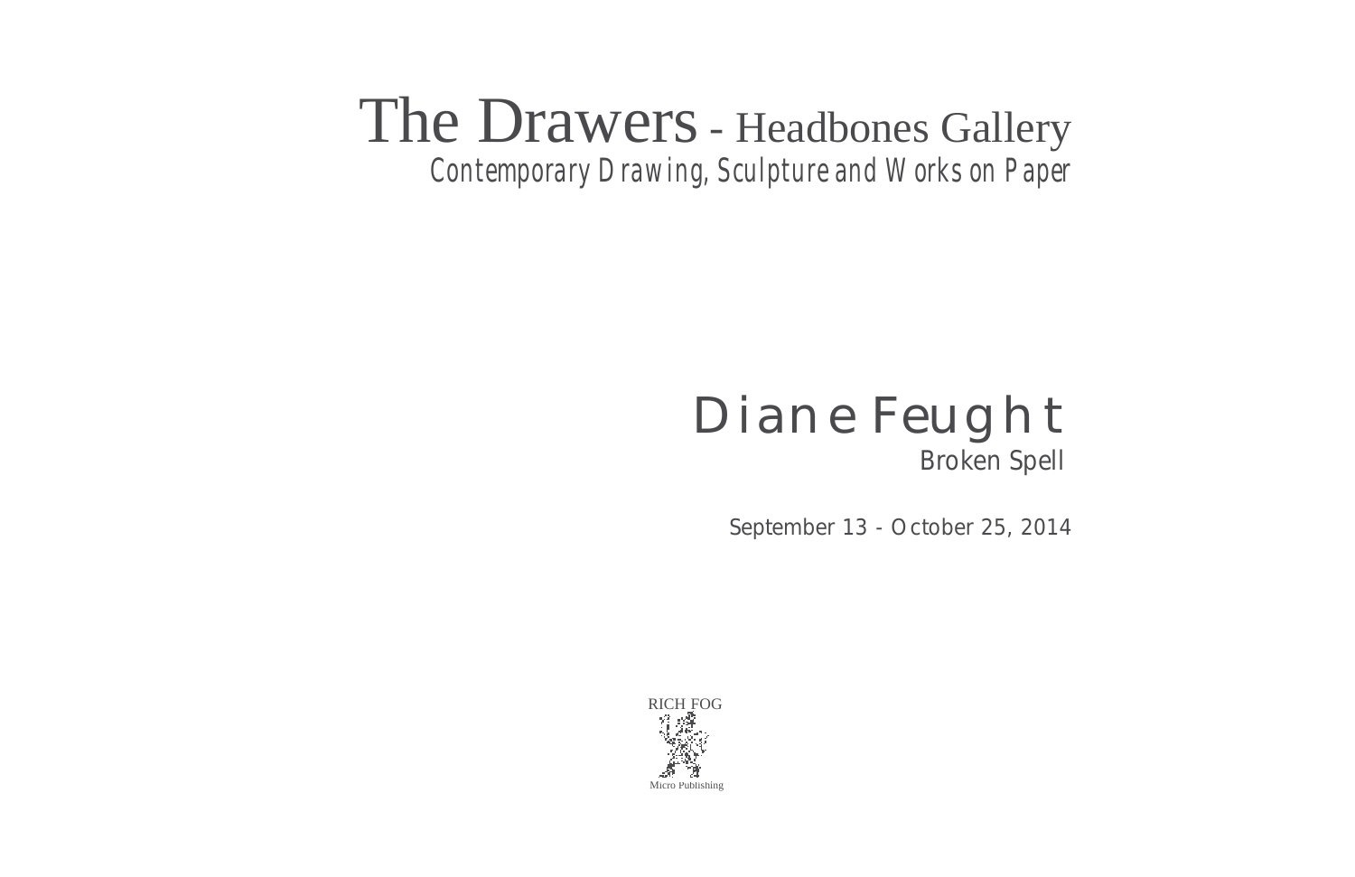# The Drawers - Headbones Gallery

Contemporary Drawing, Sculpture and Works on Paper

## Diane Feught

Broken Spell

September 13 - October 25, 2014

RICH FOG

Micro Publishing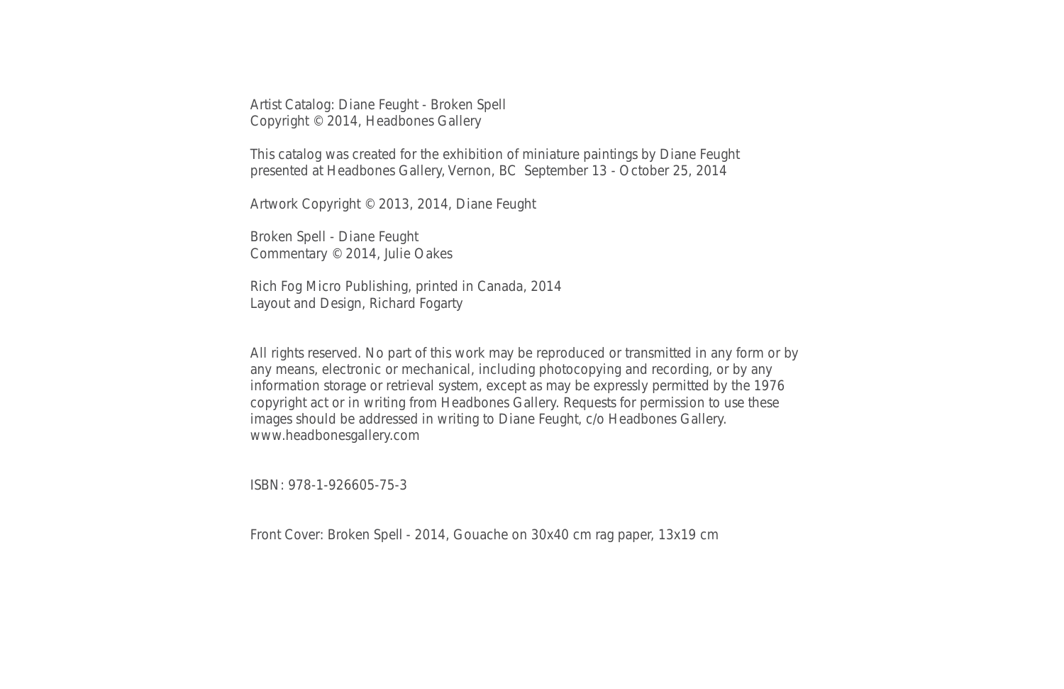Artist Catalog: Diane Feught - Broken Spell
Copyright © 2014, Headbones Gallery

This catalog was created for the exhibition of miniature paintings by Diane Feught presented at Headbones Gallery, Vernon, BC September 13 - October 25, 2014

Artwork Copyright © 2013, 2014, Diane Feught

Broken Spell - Diane Feught
Commentary © 2014, Julie Oakes

Rich Fog Micro Publishing, printed in Canada, 2014
Layout and Design, Richard Fogarty

All rights reserved. No part of this work may be reproduced or transmitted in any form or by any means, electronic or mechanical, including photocopying and recording, or by any information storage or retrieval system, except as may be expressly permitted by the 1976 copyright act or in writing from Headbones Gallery. Requests for permission to use these images should be addressed in writing to Diane Feught, c/o Headbones Gallery.
www.headbonesgallery.com

ISBN: 978-1-926605-75-3

Front Cover: Broken Spell - 2014, Gouache on 30x40 cm rag paper, 13x19 cm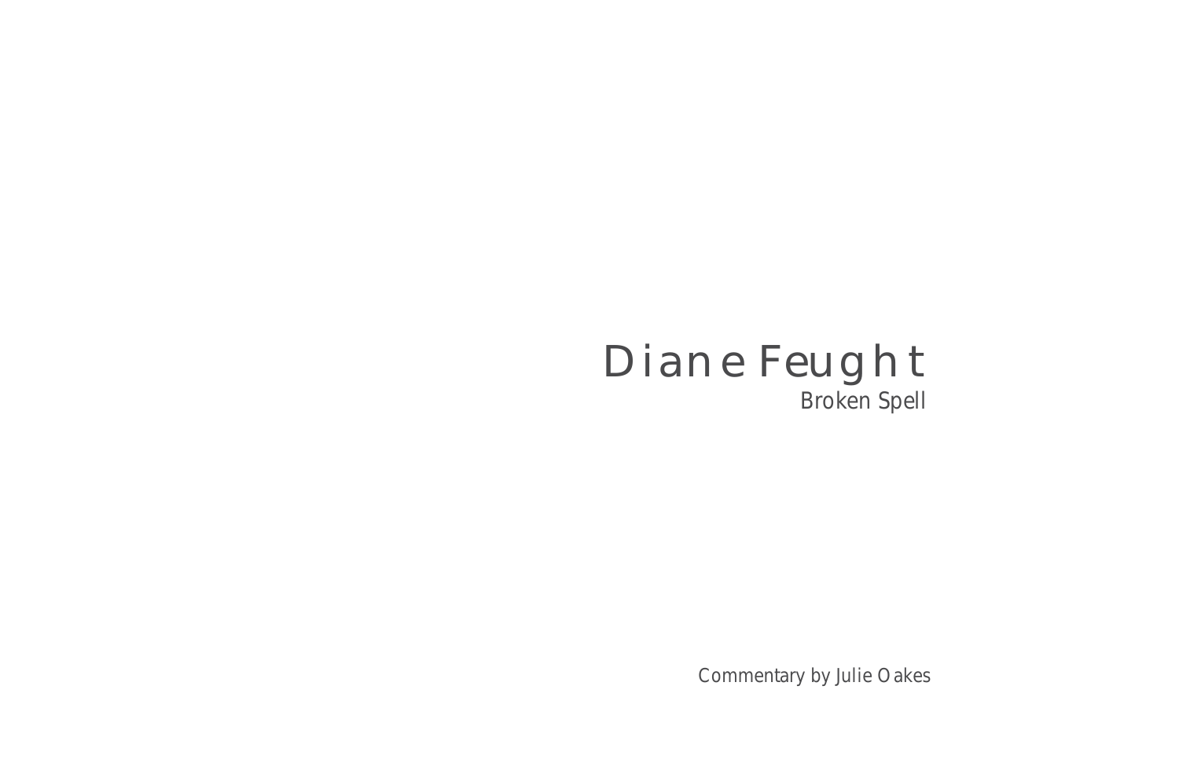# Diane Feught

## Broken Spell

Commentary by Julie Oakes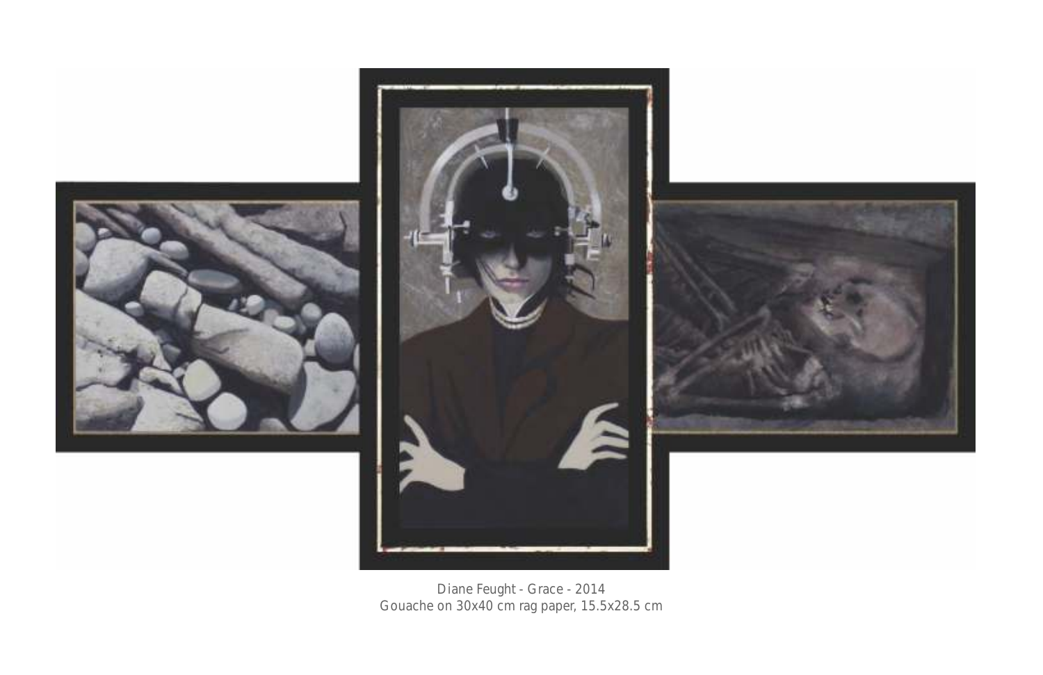Diane Feught - Grace - 2014
Gouache on 30x40 cm rag paper, 15.5x28.5 cm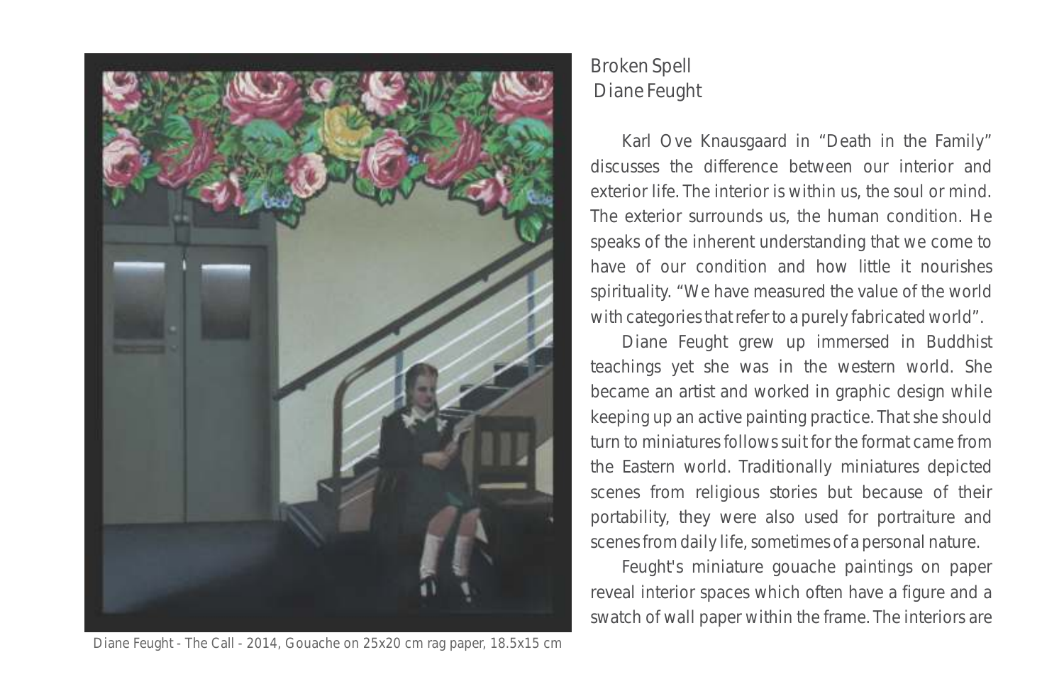Diane Feught - The Call - 2014, Gouache on 25x20 cm rag paper, 18.5x15 cm

## Broken Spell
### Diane Feught

Karl Ove Knausgaard in "Death in the Family" discusses the difference between our interior and exterior life. The interior is within us, the soul or mind. The exterior surrounds us, the human condition. He speaks of the inherent understanding that we come to have of our condition and how little it nourishes spirituality. "We have measured the value of the world with categories that refer to a purely fabricated world".

Diane Feught grew up immersed in Buddhist teachings yet she was in the western world. She became an artist and worked in graphic design while keeping up an active painting practice. That she should turn to miniatures follows suit for the format came from the Eastern world. Traditionally miniatures depicted scenes from religious stories but because of their portability, they were also used for portraiture and scenes from daily life, sometimes of a personal nature.

Feught's miniature gouache paintings on paper reveal interior spaces which often have a figure and a swatch of wall paper within the frame. The interiors are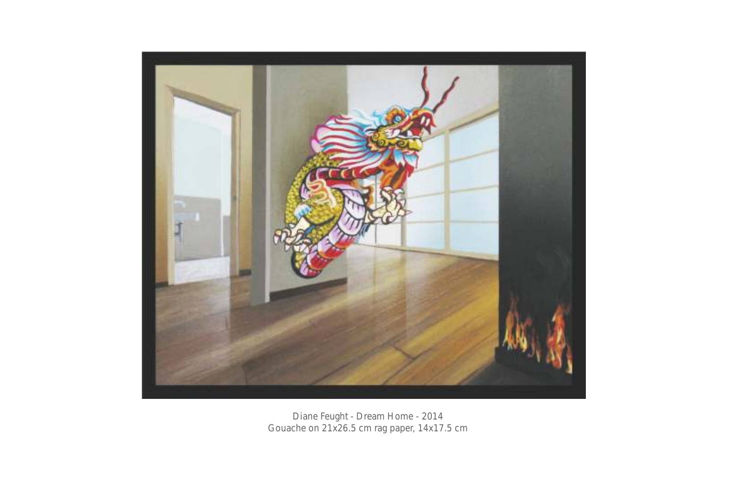Diane Feught - Dream Home - 2014
Gouache on 21x26.5 cm rag paper, 14x17.5 cm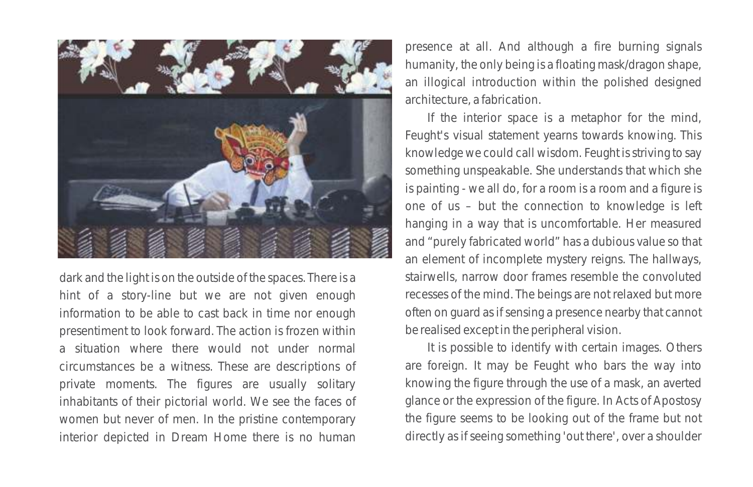dark and the light is on the outside of the spaces. There is a hint of a story-line but we are not given enough information to be able to cast back in time nor enough presentiment to look forward. The action is frozen within a situation where there would not under normal circumstances be a witness. These are descriptions of private moments. The figures are usually solitary inhabitants of their pictorial world. We see the faces of women but never of men. In the pristine contemporary interior depicted in Dream Home there is no human presence at all. And although a fire burning signals humanity, the only being is a floating mask/dragon shape, an illogical introduction within the polished designed architecture, a fabrication.

If the interior space is a metaphor for the mind, Feught's visual statement yearns towards knowing. This knowledge we could call wisdom. Feught is striving to say something unspeakable. She understands that which she is painting - we all do, for a room is a room and a figure is one of us – but the connection to knowledge is left hanging in a way that is uncomfortable. Her measured and "purely fabricated world" has a dubious value so that an element of incomplete mystery reigns. The hallways, stairwells, narrow door frames resemble the convoluted recesses of the mind. The beings are not relaxed but more often on guard as if sensing a presence nearby that cannot be realised except in the peripheral vision.

It is possible to identify with certain images. Others are foreign. It may be Feught who bars the way into knowing the figure through the use of a mask, an averted glance or the expression of the figure. In Acts of Apostosy the figure seems to be looking out of the frame but not directly as if seeing something 'out there', over a shoulder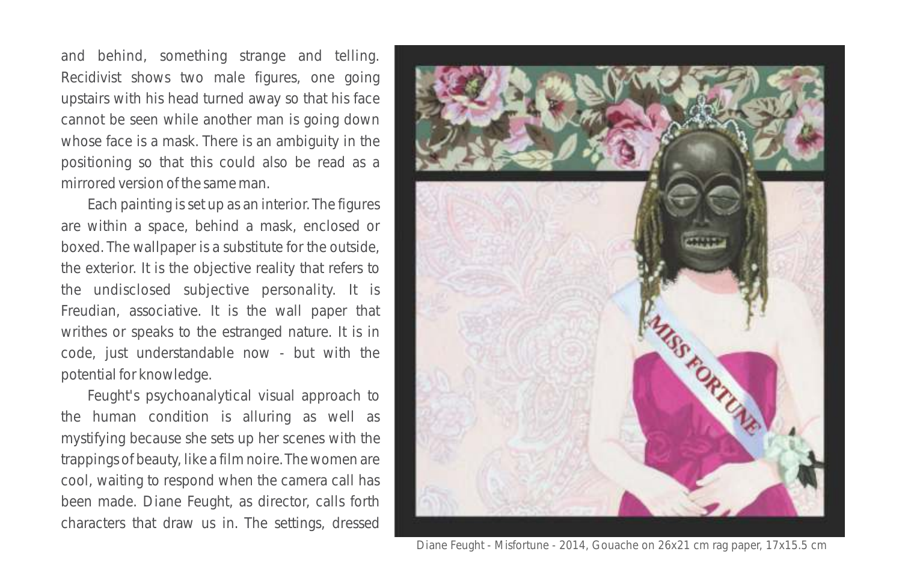and behind, something strange and telling. Recidivist shows two male figures, one going upstairs with his head turned away so that his face cannot be seen while another man is going down whose face is a mask. There is an ambiguity in the positioning so that this could also be read as a mirrored version of the same man.

Each painting is set up as an interior. The figures are within a space, behind a mask, enclosed or boxed. The wallpaper is a substitute for the outside, the exterior. It is the objective reality that refers to the undisclosed subjective personality. It is Freudian, associative. It is the wall paper that writhes or speaks to the estranged nature. It is in code, just understandable now - but with the potential for knowledge.

Feught's psychoanalytical visual approach to the human condition is alluring as well as mystifying because she sets up her scenes with the trappings of beauty, like a film noire. The women are cool, waiting to respond when the camera call has been made. Diane Feught, as director, calls forth characters that draw us in. The settings, dressed

Diane Feught - Misfortune - 2014, Gouache on 26x21 cm rag paper, 17x15.5 cm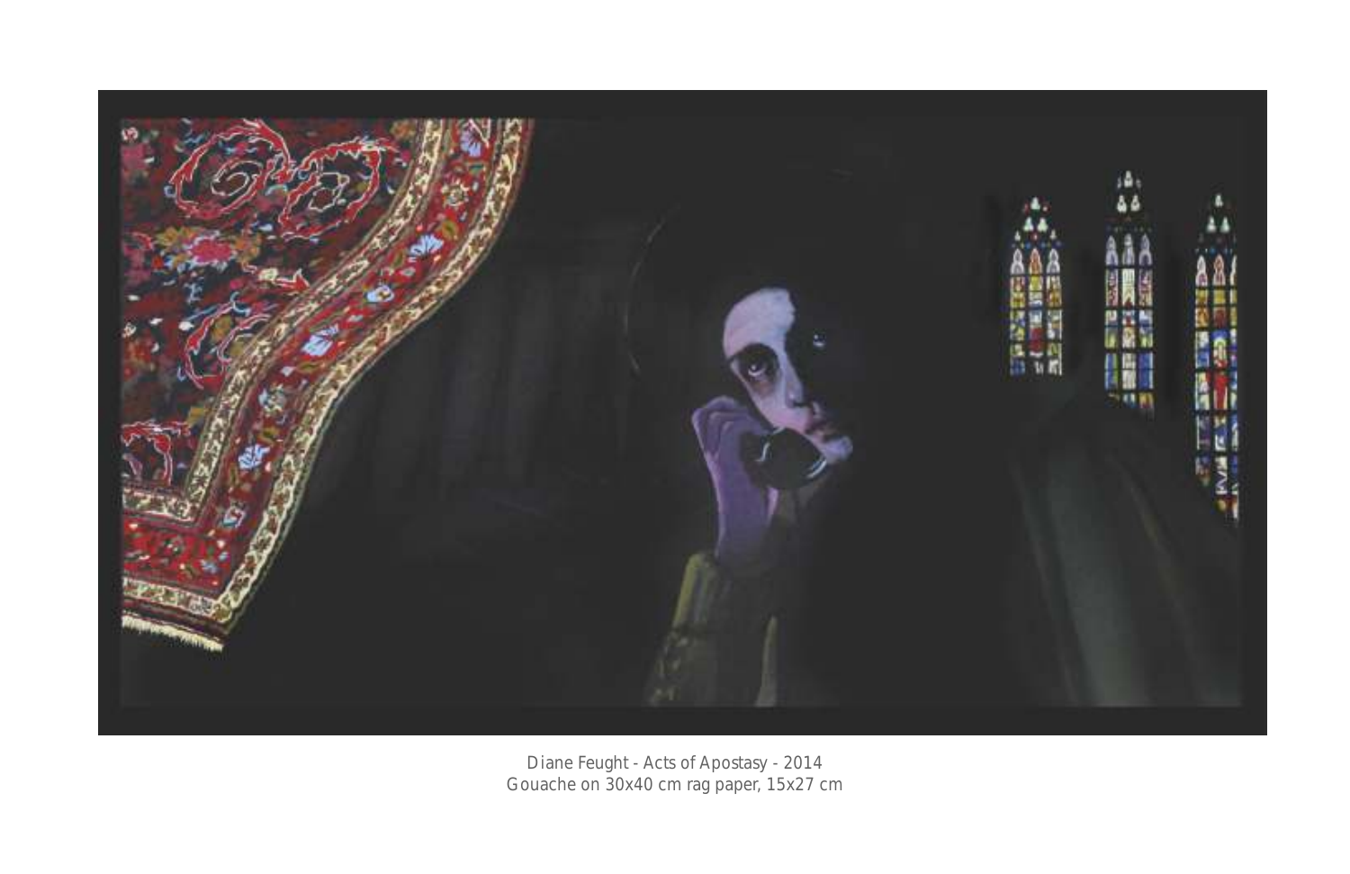Diane Feught - Acts of Apostasy - 2014
Gouache on 30x40 cm rag paper, 15x27 cm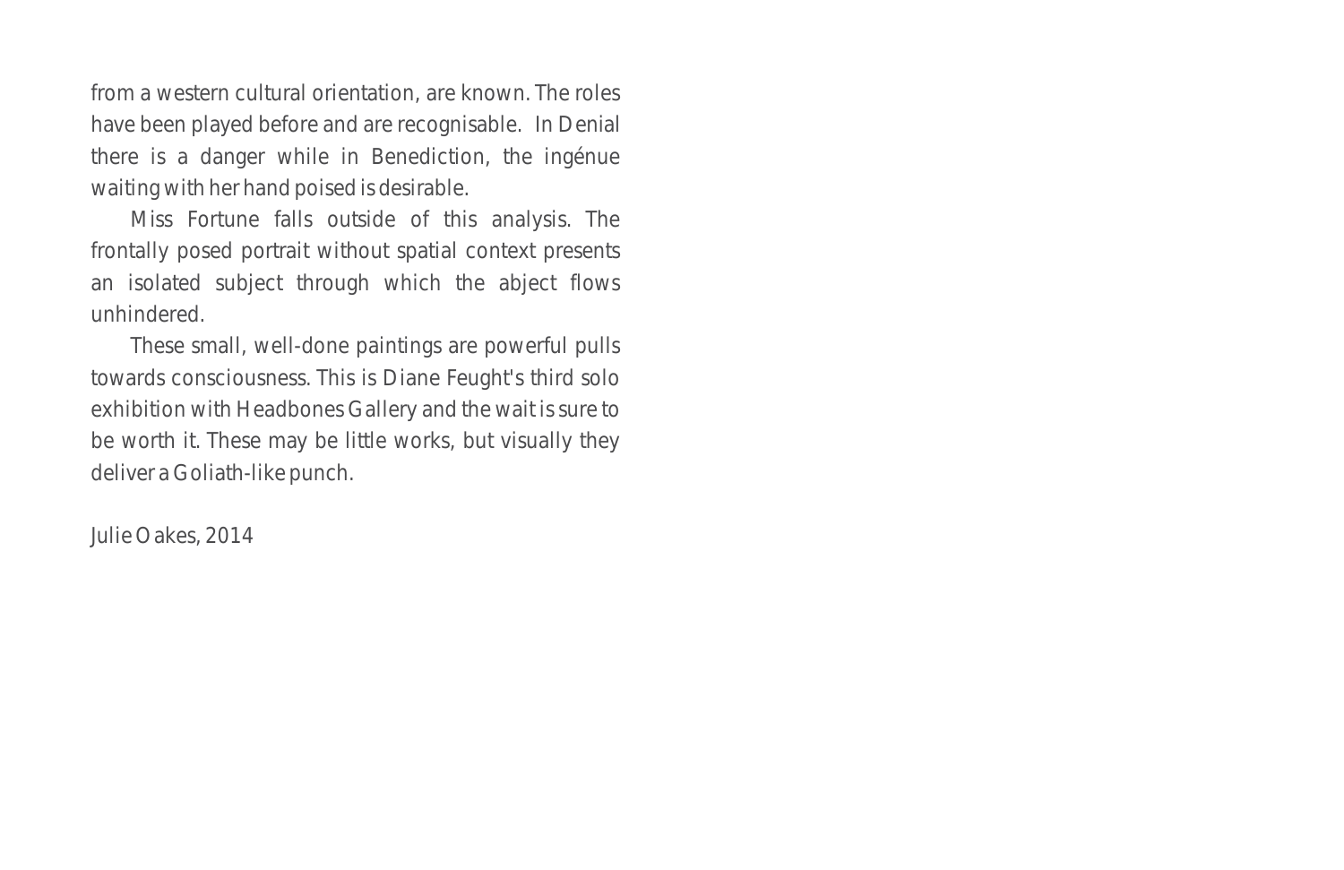from a western cultural orientation, are known. The roles have been played before and are recognisable. In Denial there is a danger while in Benediction, the ingénue waiting with her hand poised is desirable.

Miss Fortune falls outside of this analysis. The frontally posed portrait without spatial context presents an isolated subject through which the abject flows unhindered.

These small, well-done paintings are powerful pulls towards consciousness. This is Diane Feught's third solo exhibition with Headbones Gallery and the wait is sure to be worth it. These may be little works, but visually they deliver a Goliath-like punch.

Julie Oakes, 2014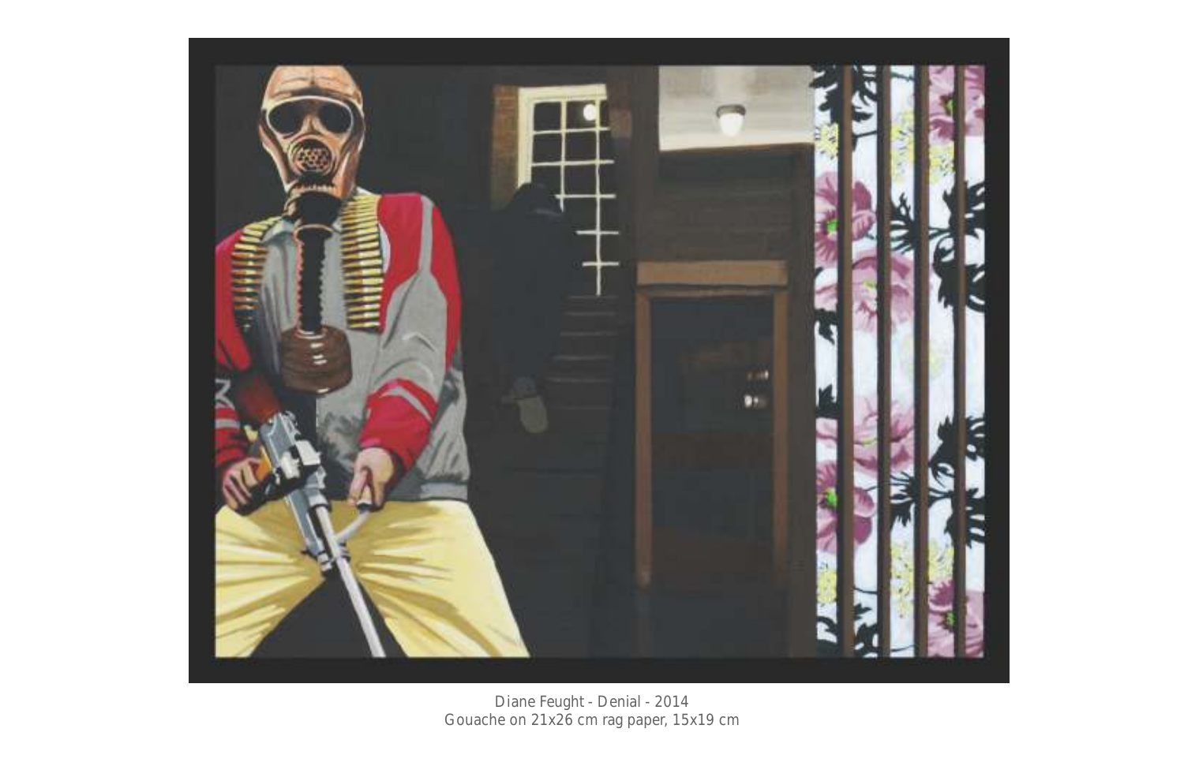Diane Feught - Denial - 2014
Gouache on 21x26 cm rag paper, 15x19 cm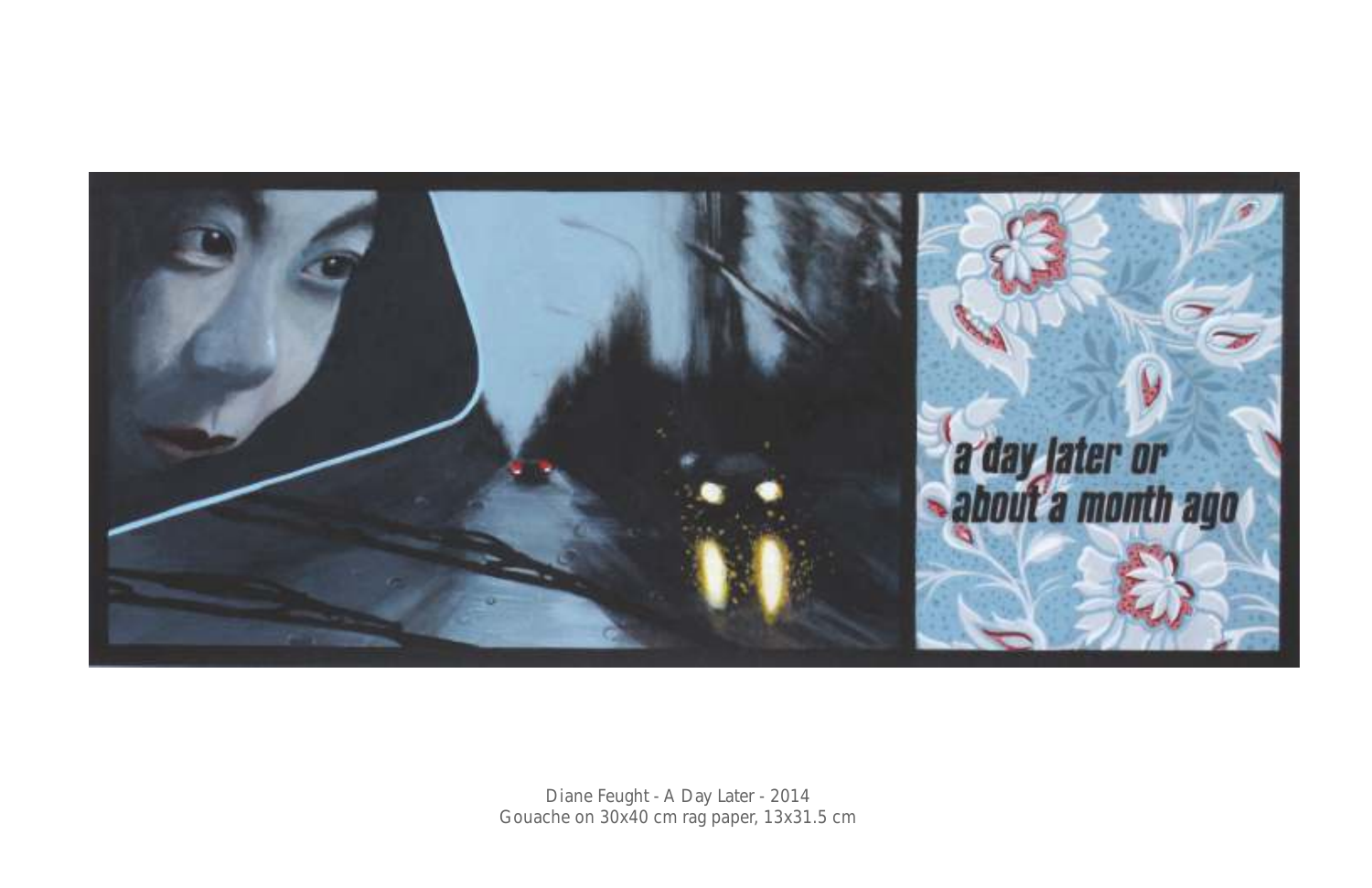Diane Feught - A Day Later - 2014
Gouache on 30x40 cm rag paper, 13x31.5 cm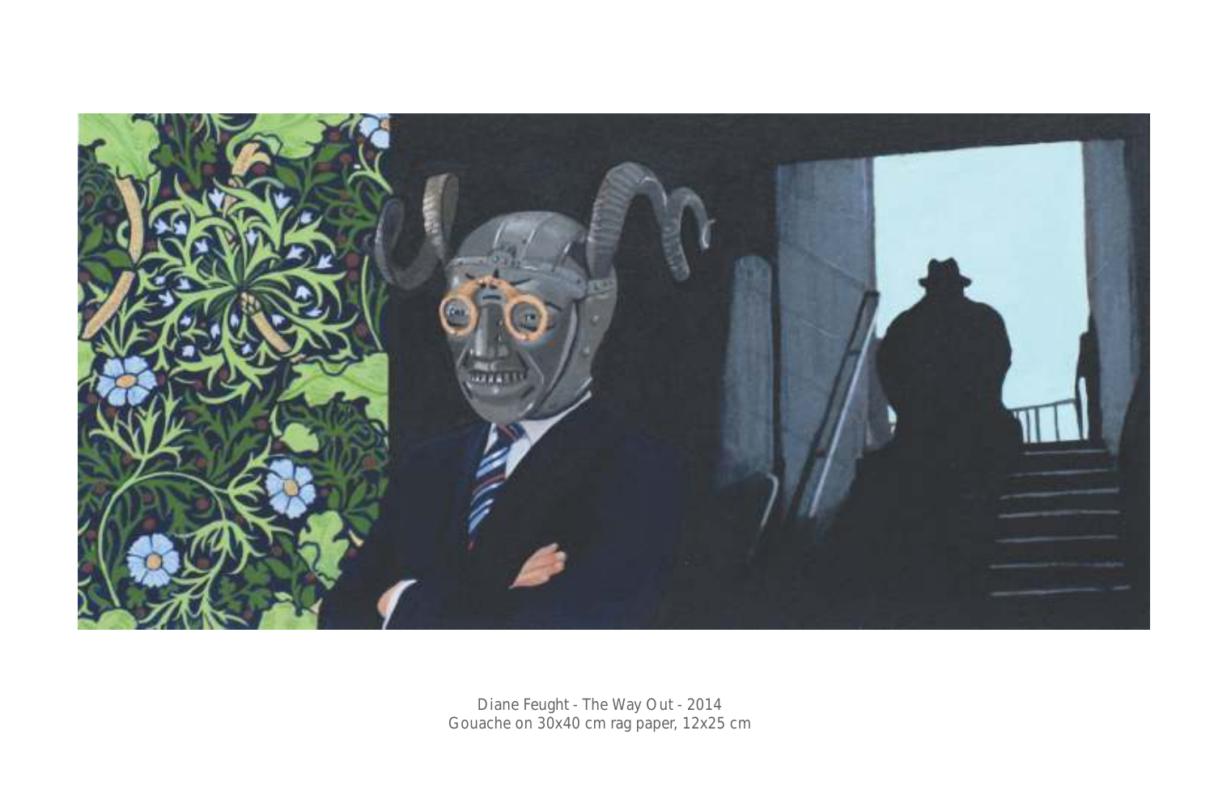Diane Feught - The Way Out - 2014
Gouache on 30x40 cm rag paper, 12x25 cm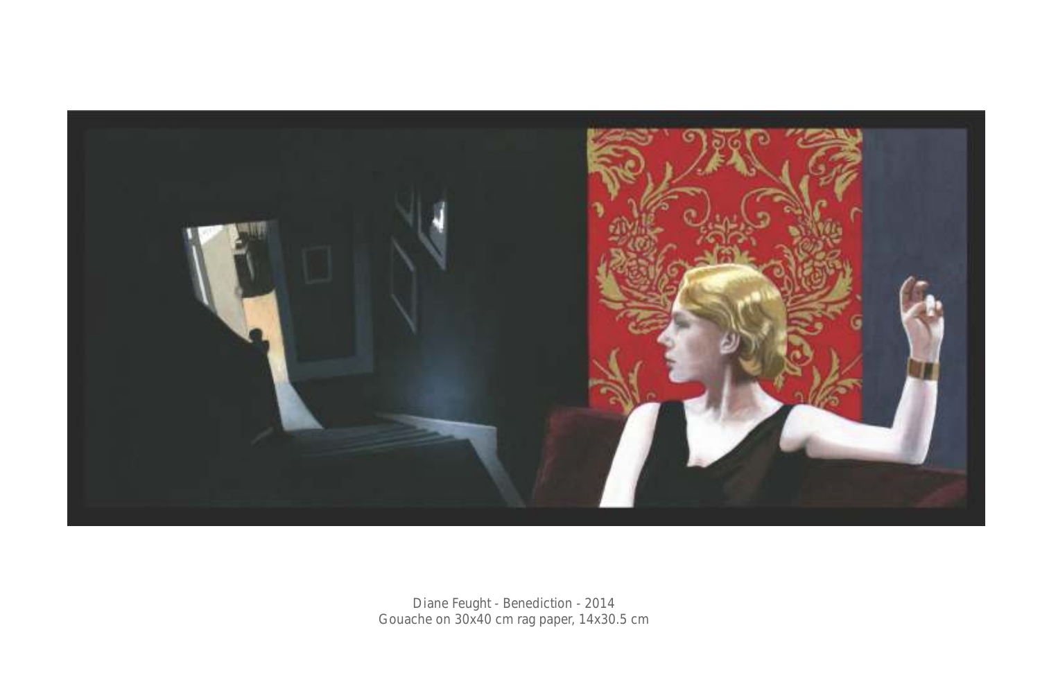Diane Feught - Benediction - 2014
Gouache on 30x40 cm rag paper, 14x30.5 cm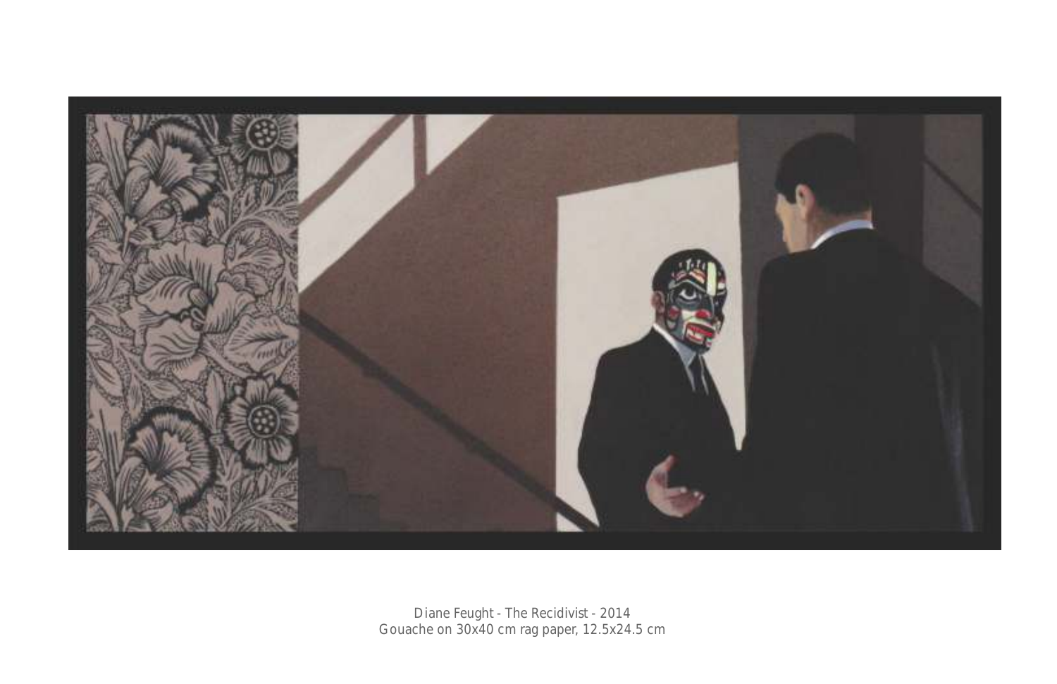Diane Feught - The Recidivist - 2014
Gouache on 30x40 cm rag paper, 12.5x24.5 cm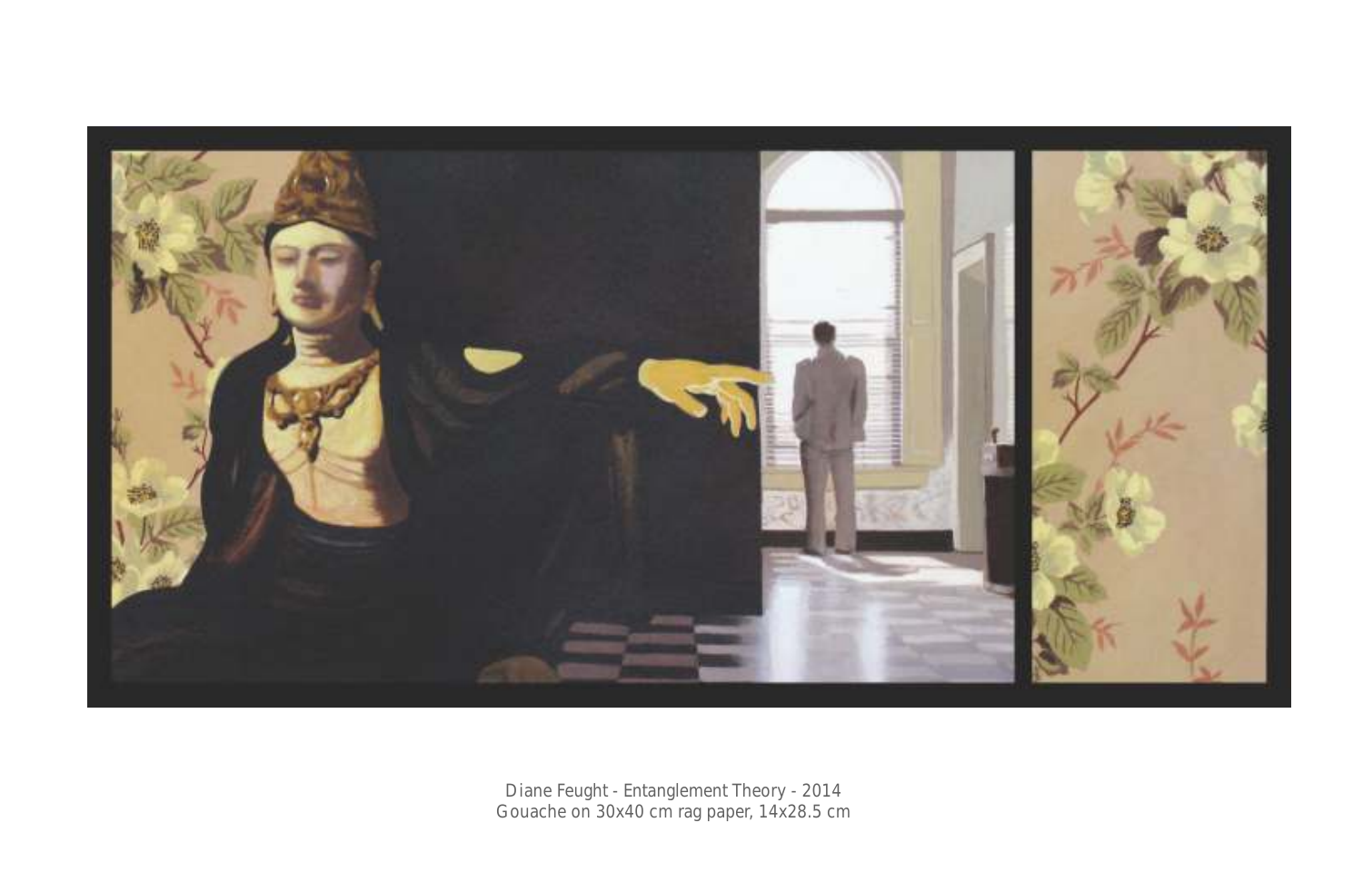Diane Feught - Entanglement Theory - 2014
Gouache on 30x40 cm rag paper, 14x28.5 cm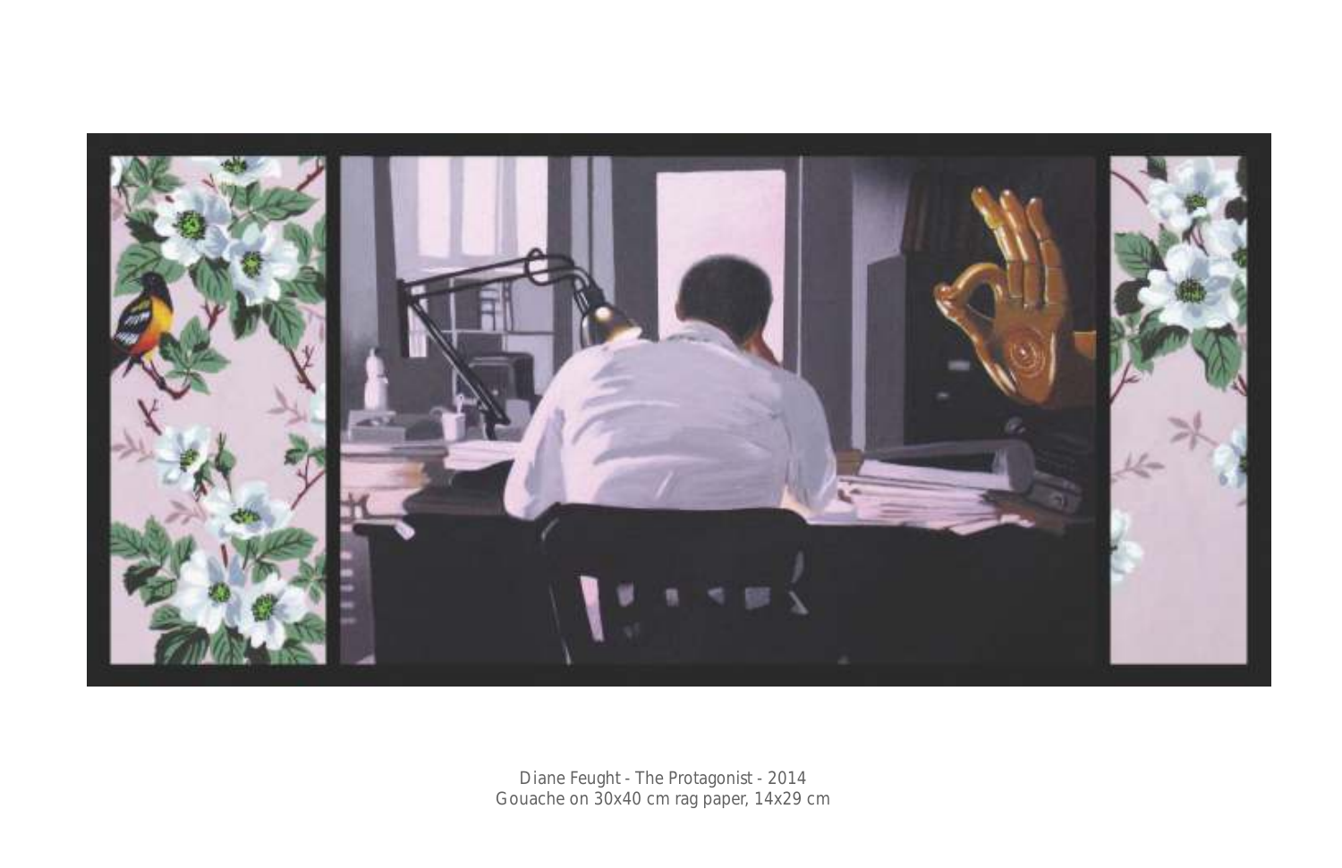Diane Feught - The Protagonist - 2014
Gouache on 30x40 cm rag paper, 14x29 cm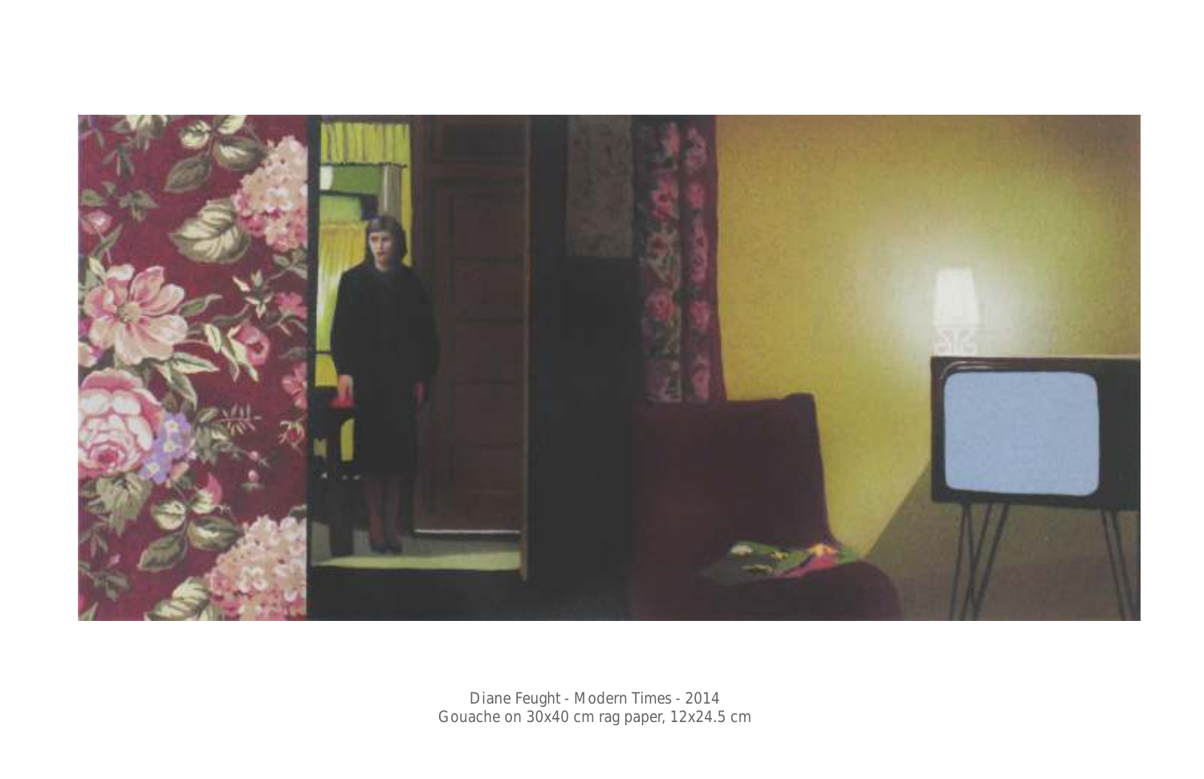Diane Feught - Modern Times - 2014
Gouache on 30x40 cm rag paper, 12x24.5 cm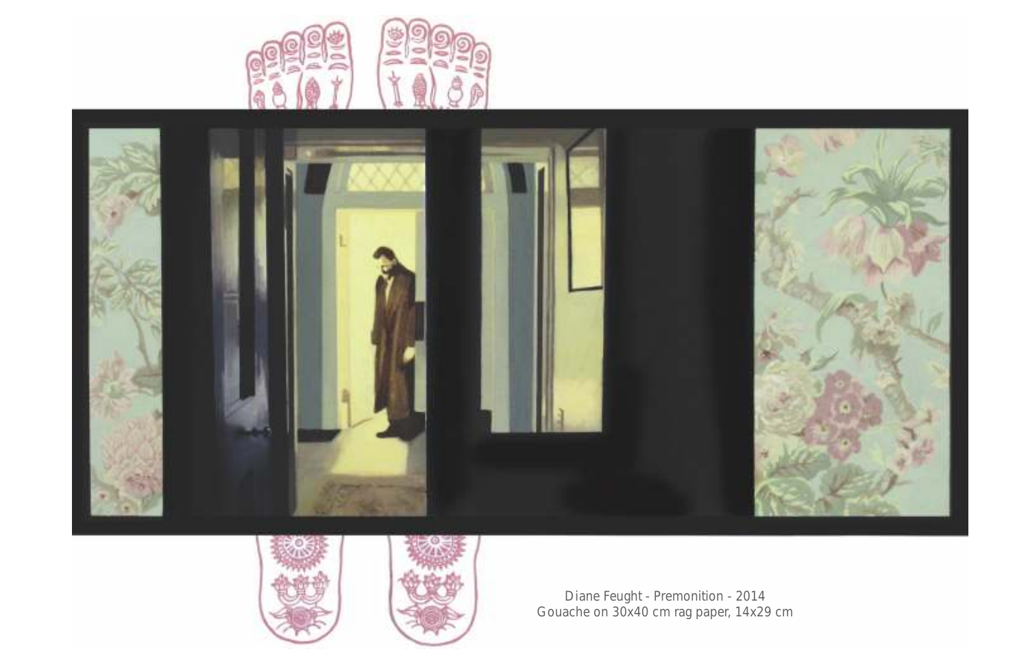Diane Feught - Premonition - 2014
Gouache on 30x40 cm rag paper, 14x29 cm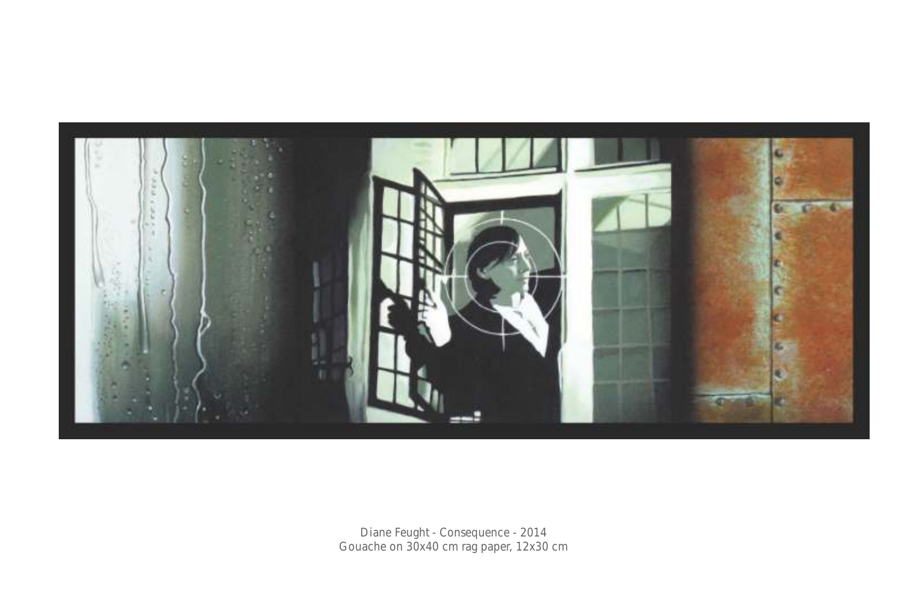Diane Feught - Consequence - 2014
Gouache on 30x40 cm rag paper, 12x30 cm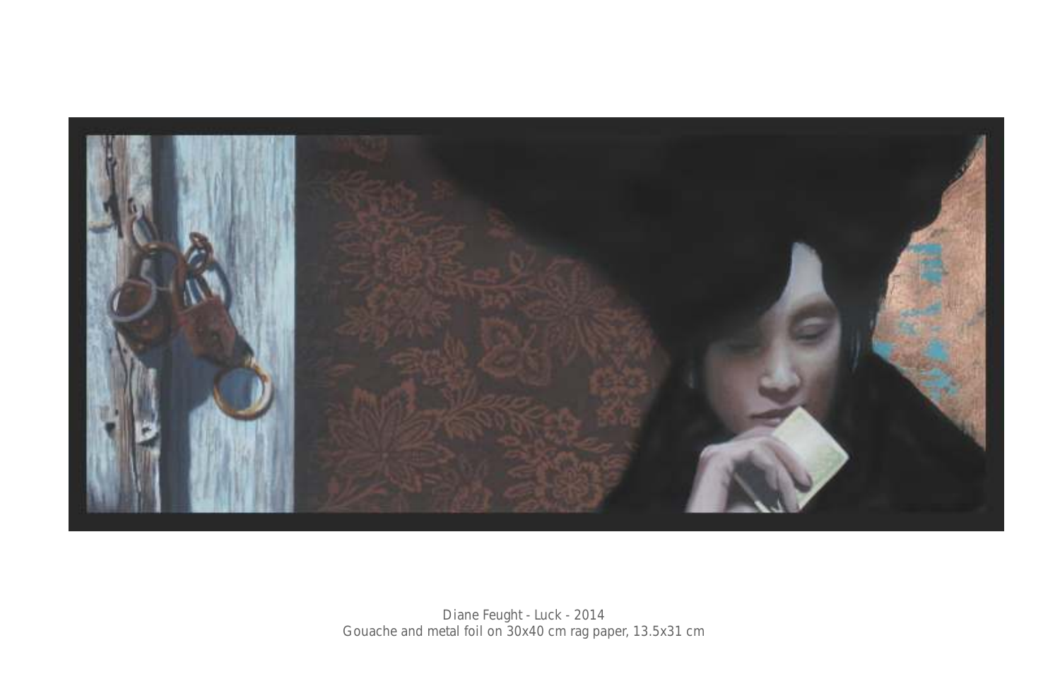Diane Feught - Luck - 2014
Gouache and metal foil on 30x40 cm rag paper, 13.5x31 cm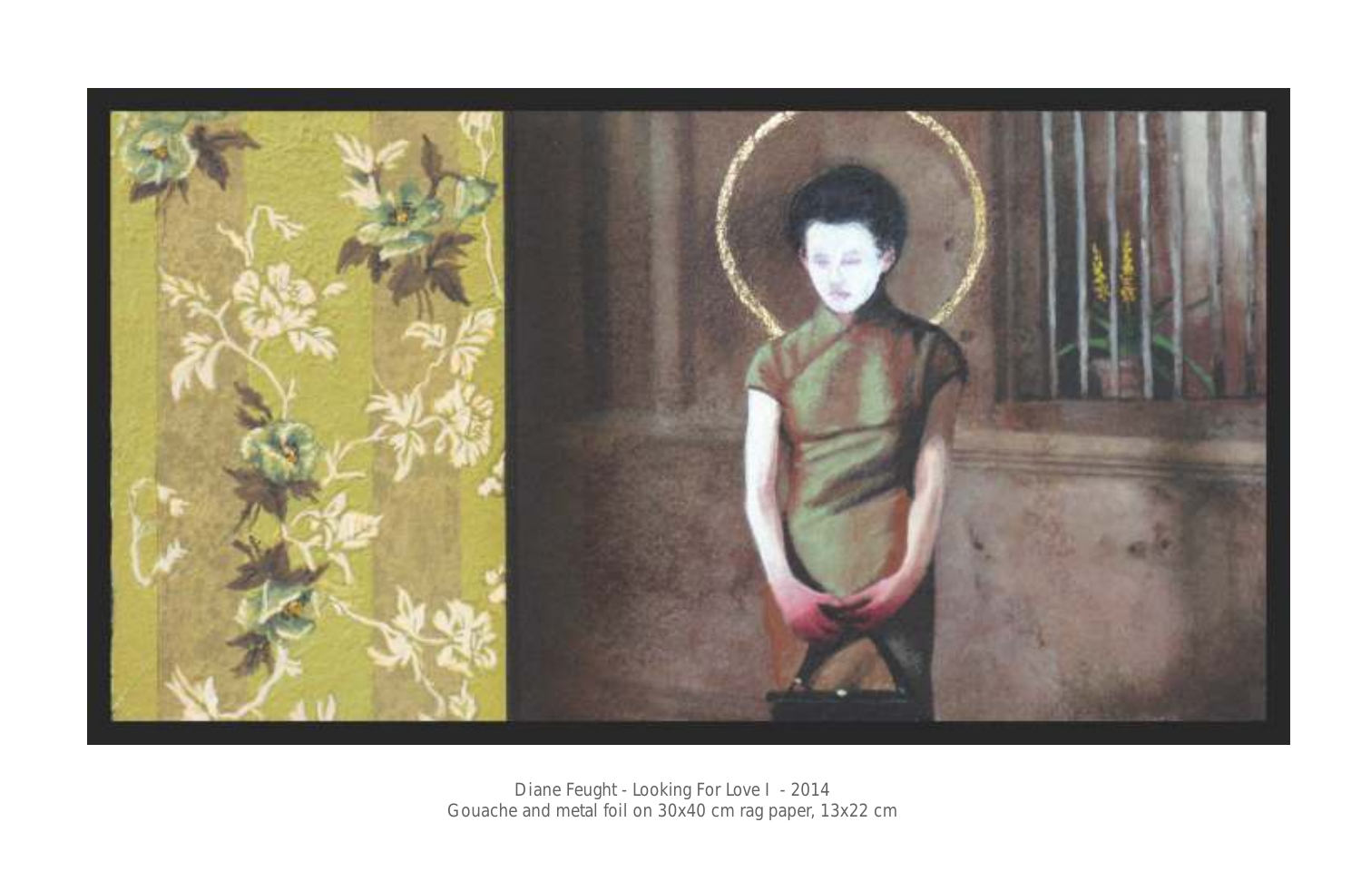Diane Feught - Looking For Love I - 2014
Gouache and metal foil on 30x40 cm rag paper, 13x22 cm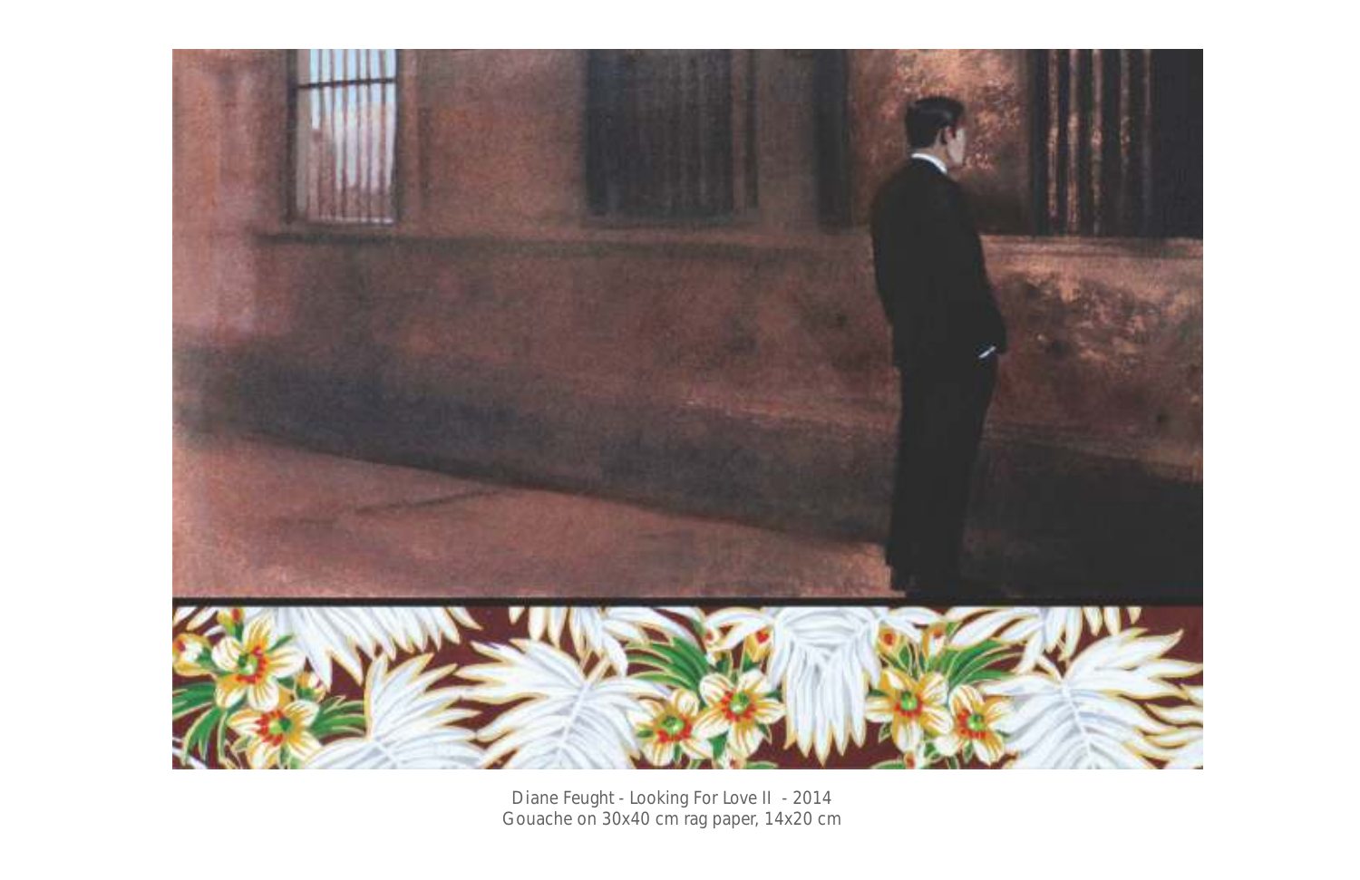Diane Feught - Looking For Love II - 2014
Gouache on 30x40 cm rag paper, 14x20 cm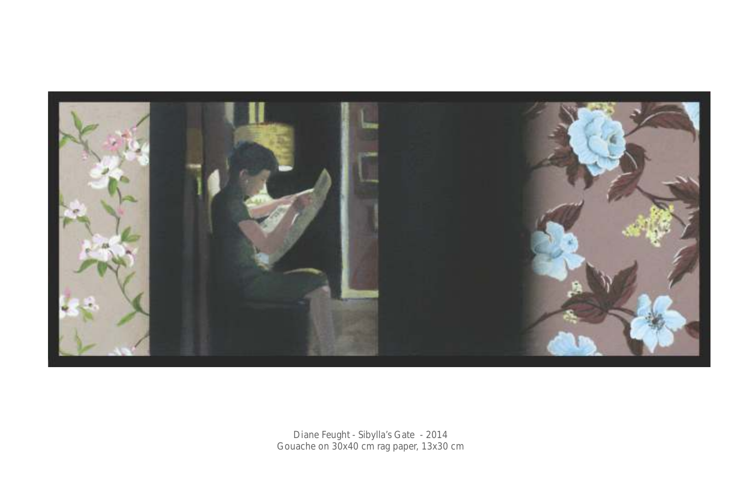Diane Feught - Sibylla's Gate - 2014
Gouache on 30x40 cm rag paper, 13x30 cm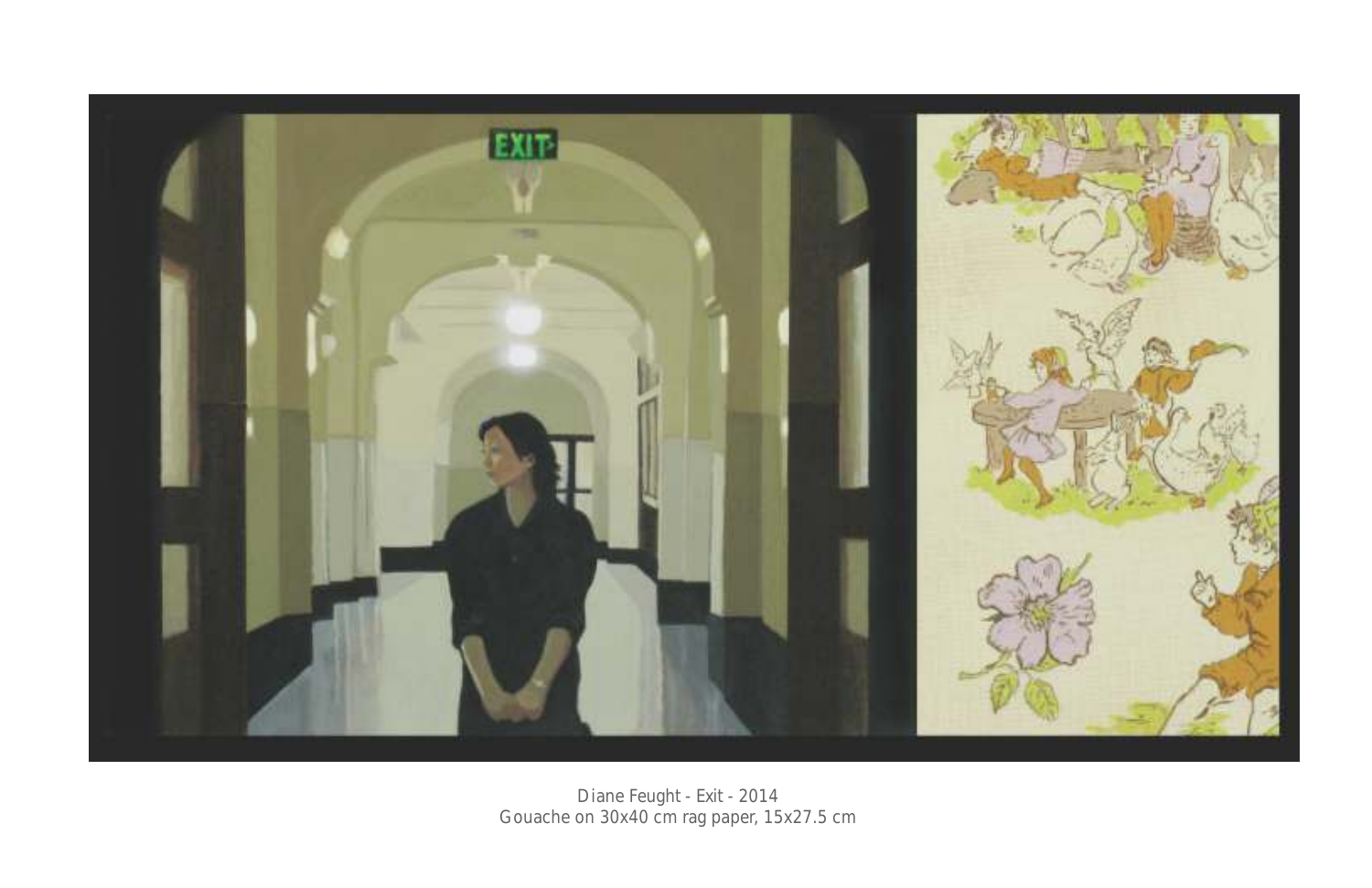Diane Feught - Exit - 2014
Gouache on 30x40 cm rag paper, 15x27.5 cm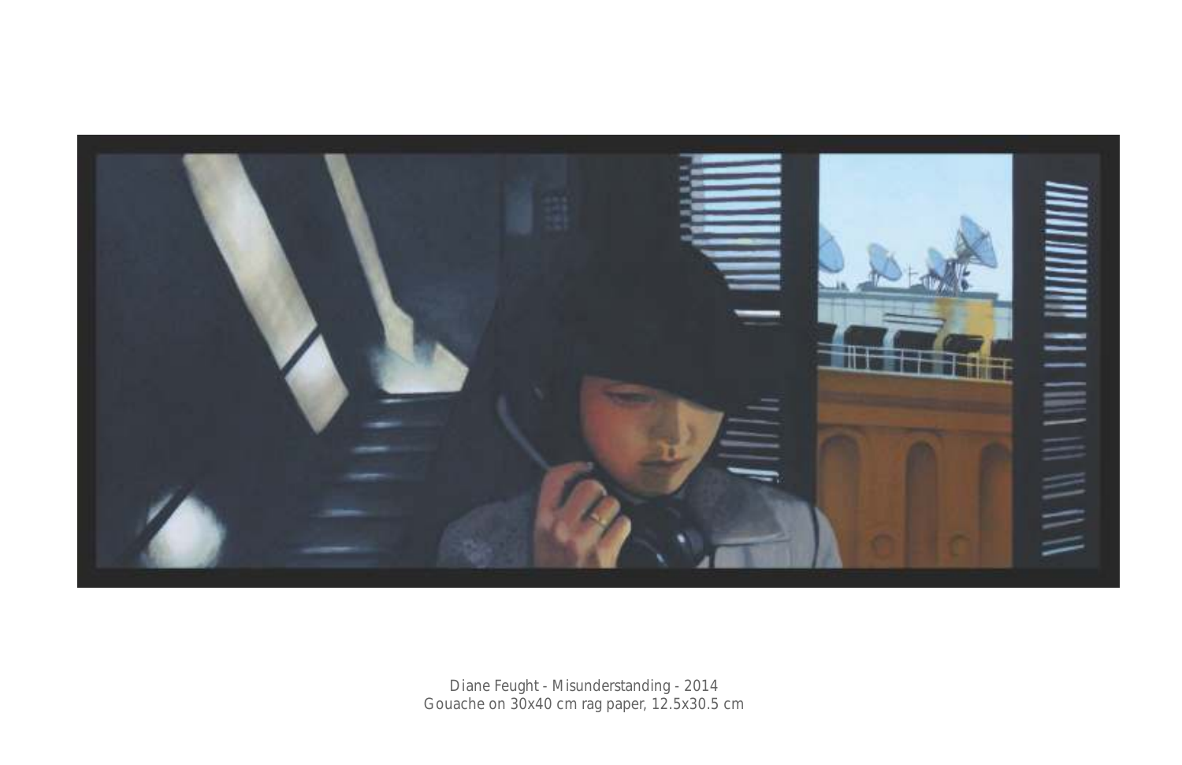Diane Feught - Misunderstanding - 2014
Gouache on 30x40 cm rag paper, 12.5x30.5 cm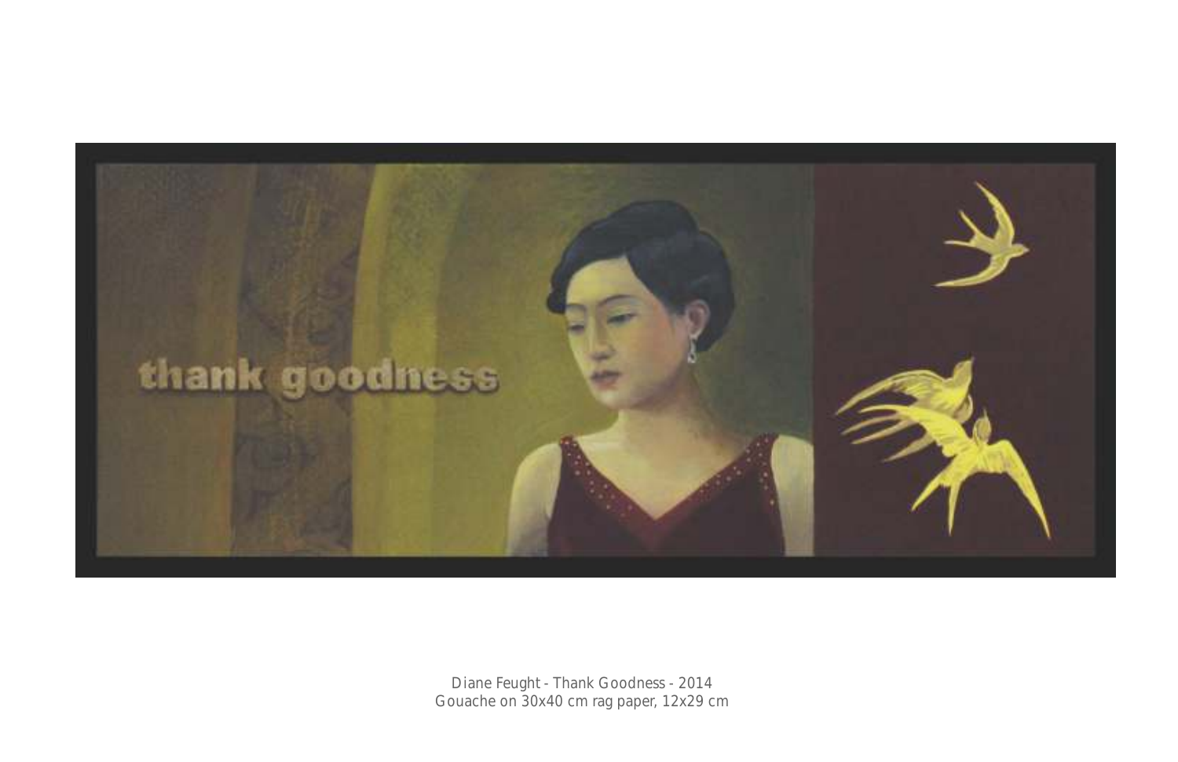Diane Feught - Thank Goodness - 2014
Gouache on 30x40 cm rag paper, 12x29 cm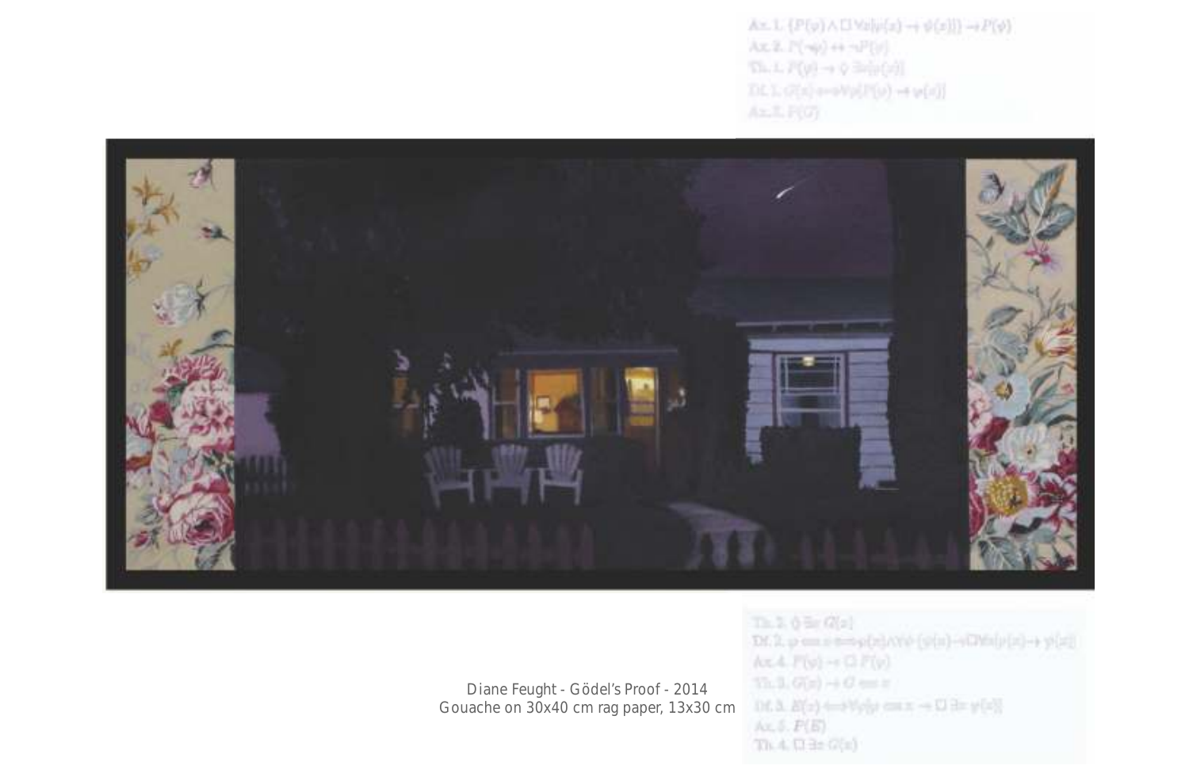$$\text{Ax. 1. } \{P(\varphi) \wedge \Box\, \forall x[\varphi(x) \rightarrow \psi(x)]\} \rightarrow P(\psi)$$

$$\text{Ax. 2. } P(\neg\varphi) \leftrightarrow \neg P(\varphi)$$

$$\text{Th. 1. } P(\varphi) \rightarrow \Diamond\, \exists x[\varphi(x)]$$

$$\text{Df. 1. } G(x) \Longleftrightarrow \forall\varphi[P(\varphi) \rightarrow \varphi(x)]$$

$$\text{Ax. 3. } P(G)$$

$$\text{Th. 2. } \Diamond\, \exists x\, G(x)$$

$$\text{Df. 2. } \varphi \text{ ess } x \Longleftrightarrow \varphi(x) \wedge \forall\psi\, \{\psi(x) \rightarrow \Box\, \forall x(\varphi(x) \rightarrow \psi(x))\}$$

$$\text{Ax. 4. } P(\varphi) \rightarrow \Box\, P(\varphi)$$

$$\text{Th. 3. } G(x) \rightarrow G \text{ ess } x$$

$$\text{Df. 3. } E(x) \Longleftrightarrow \forall\varphi[\varphi \text{ ess } x \rightarrow \Box\, \exists x\, \varphi(x)]$$

$$\text{Ax. 5. } P(E)$$

$$\text{Th. 4. } \Box\, \exists x\, G(x)$$

Diane Feught - Gödel's Proof - 2014
Gouache on 30x40 cm rag paper, 13x30 cm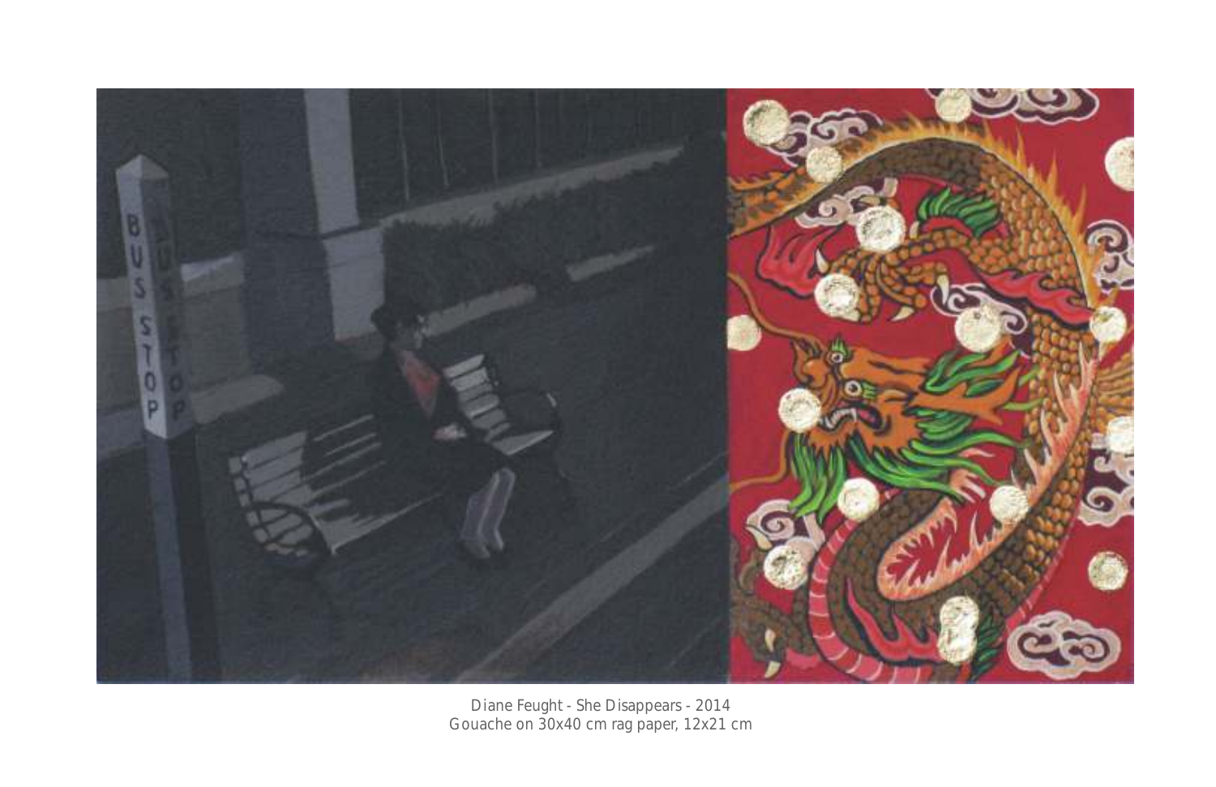Diane Feught - She Disappears - 2014
Gouache on 30x40 cm rag paper, 12x21 cm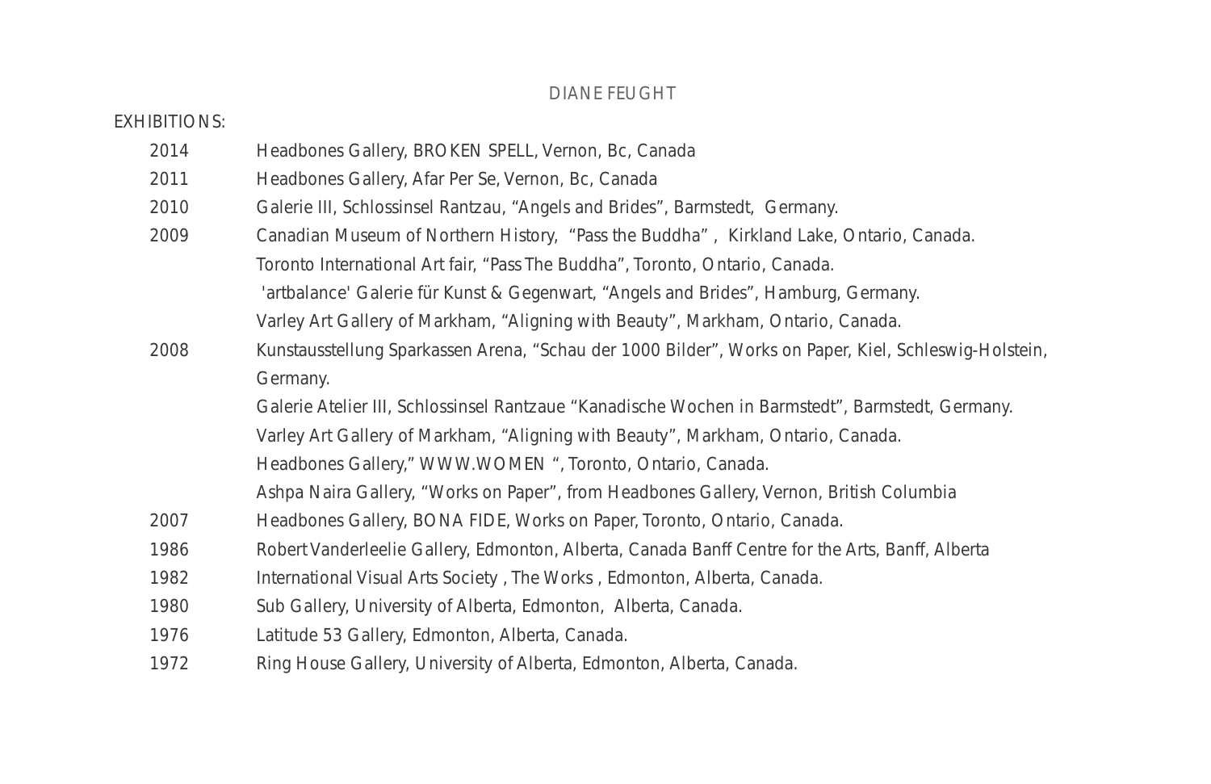# DIANE FEUGHT

EXHIBITIONS:

| | |
|---|---|
| 2014 | Headbones Gallery, BROKEN SPELL, Vernon, Bc, Canada |
| 2011 | Headbones Gallery, Afar Per Se, Vernon, Bc, Canada |
| 2010 | Galerie III, Schlossinsel Rantzau, “Angels and Brides”, Barmstedt, Germany. |
| 2009 | Canadian Museum of Northern History, “Pass the Buddha” , Kirkland Lake, Ontario, Canada. |
| | Toronto International Art fair, “Pass The Buddha”, Toronto, Ontario, Canada. |
| | 'artbalance' Galerie für Kunst & Gegenwart, “Angels and Brides”, Hamburg, Germany. |
| | Varley Art Gallery of Markham, “Aligning with Beauty”, Markham, Ontario, Canada. |
| 2008 | Kunstausstellung Sparkassen Arena, “Schau der 1000 Bilder”, Works on Paper, Kiel, Schleswig-Holstein, Germany. |
| | Galerie Atelier III, Schlossinsel Rantzaue “Kanadische Wochen in Barmstedt”, Barmstedt, Germany. |
| | Varley Art Gallery of Markham, “Aligning with Beauty”, Markham, Ontario, Canada. |
| | Headbones Gallery,” WWW.WOMEN “, Toronto, Ontario, Canada. |
| | Ashpa Naira Gallery, “Works on Paper”, from Headbones Gallery, Vernon, British Columbia |
| 2007 | Headbones Gallery, BONA FIDE, Works on Paper, Toronto, Ontario, Canada. |
| 1986 | Robert Vanderleelie Gallery, Edmonton, Alberta, Canada Banff Centre for the Arts, Banff, Alberta |
| 1982 | International Visual Arts Society , The Works , Edmonton, Alberta, Canada. |
| 1980 | Sub Gallery, University of Alberta, Edmonton, Alberta, Canada. |
| 1976 | Latitude 53 Gallery, Edmonton, Alberta, Canada. |
| 1972 | Ring House Gallery, University of Alberta, Edmonton, Alberta, Canada. |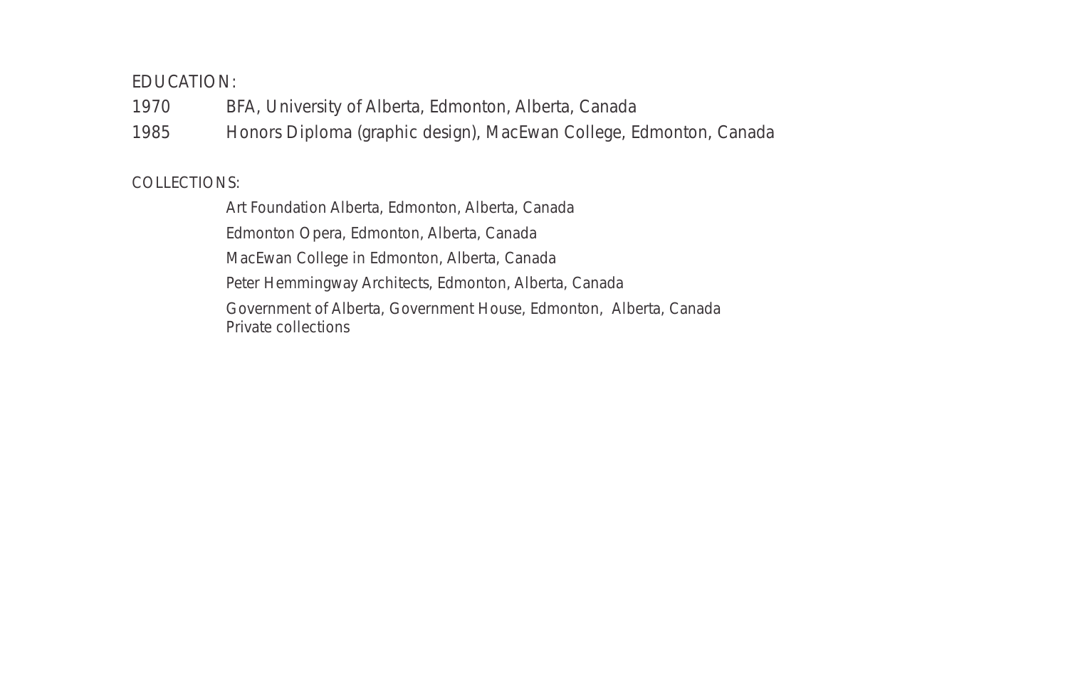EDUCATION:

1970 BFA, University of Alberta, Edmonton, Alberta, Canada

1985 Honors Diploma (graphic design), MacEwan College, Edmonton, Canada

COLLECTIONS:

Art Foundation Alberta, Edmonton, Alberta, Canada

Edmonton Opera, Edmonton, Alberta, Canada

MacEwan College in Edmonton, Alberta, Canada

Peter Hemmingway Architects, Edmonton, Alberta, Canada

Government of Alberta, Government House, Edmonton, Alberta, Canada
Private collections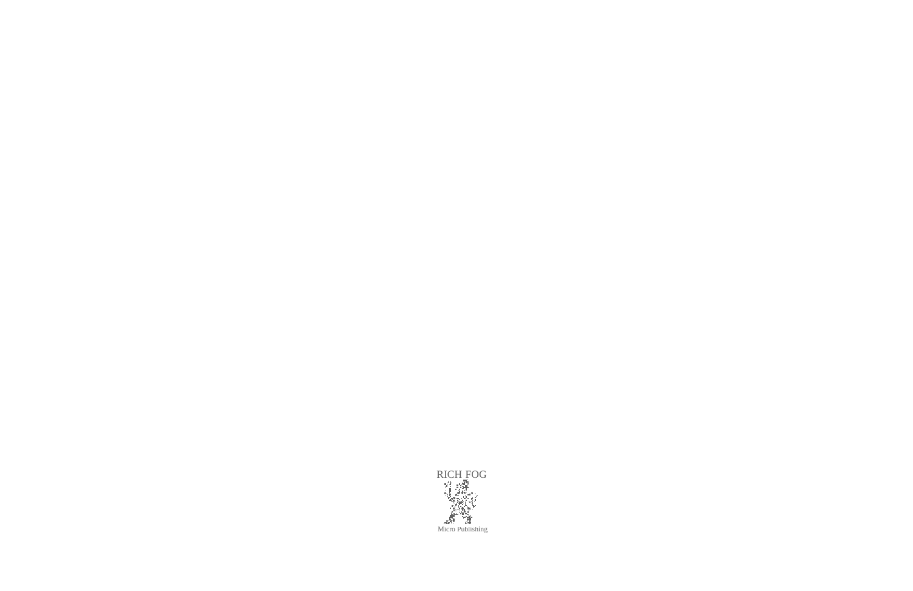RICH FOG

Micro Publishing